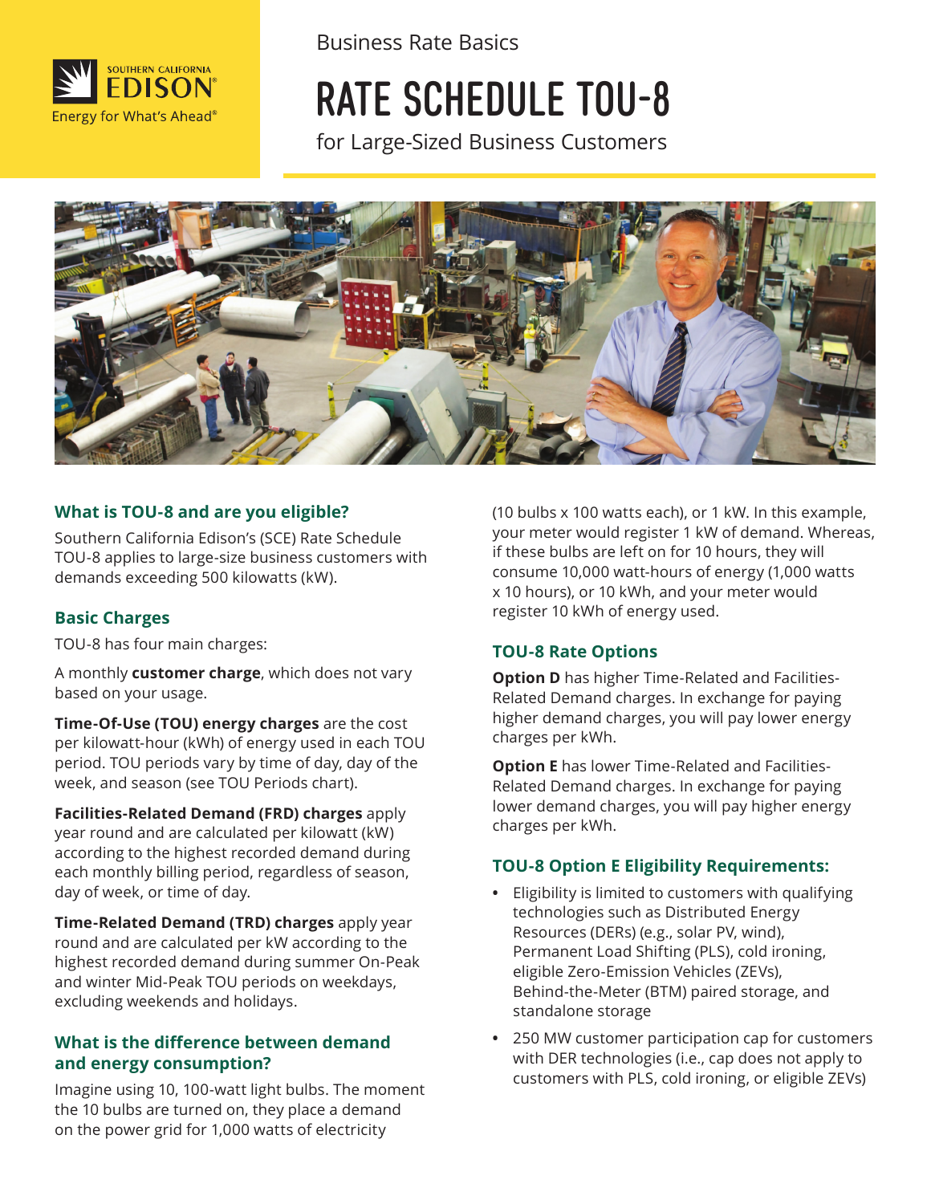Southern California Edison
Energy for What's Ahead®

Business Rate Basics

# RATE SCHEDULE TOU-8

for Large-Sized Business Customers

## What is TOU-8 and are you eligible?

Southern California Edison's (SCE) Rate Schedule TOU-8 applies to large-size business customers with demands exceeding 500 kilowatts (kW).

## Basic Charges

TOU-8 has four main charges:

A monthly **customer charge**, which does not vary based on your usage.

**Time-Of-Use (TOU) energy charges** are the cost per kilowatt-hour (kWh) of energy used in each TOU period. TOU periods vary by time of day, day of the week, and season (see TOU Periods chart).

**Facilities-Related Demand (FRD) charges** apply year round and are calculated per kilowatt (kW) according to the highest recorded demand during each monthly billing period, regardless of season, day of week, or time of day.

**Time-Related Demand (TRD) charges** apply year round and are calculated per kW according to the highest recorded demand during summer On-Peak and winter Mid-Peak TOU periods on weekdays, excluding weekends and holidays.

## What is the difference between demand and energy consumption?

Imagine using 10, 100-watt light bulbs. The moment the 10 bulbs are turned on, they place a demand on the power grid for 1,000 watts of electricity (10 bulbs x 100 watts each), or 1 kW. In this example, your meter would register 1 kW of demand. Whereas, if these bulbs are left on for 10 hours, they will consume 10,000 watt-hours of energy (1,000 watts x 10 hours), or 10 kWh, and your meter would register 10 kWh of energy used.

## TOU-8 Rate Options

**Option D** has higher Time-Related and Facilities-Related Demand charges. In exchange for paying higher demand charges, you will pay lower energy charges per kWh.

**Option E** has lower Time-Related and Facilities-Related Demand charges. In exchange for paying lower demand charges, you will pay higher energy charges per kWh.

## TOU-8 Option E Eligibility Requirements:

- Eligibility is limited to customers with qualifying technologies such as Distributed Energy Resources (DERs) (e.g., solar PV, wind), Permanent Load Shifting (PLS), cold ironing, eligible Zero-Emission Vehicles (ZEVs), Behind-the-Meter (BTM) paired storage, and standalone storage
- 250 MW customer participation cap for customers with DER technologies (i.e., cap does not apply to customers with PLS, cold ironing, or eligible ZEVs)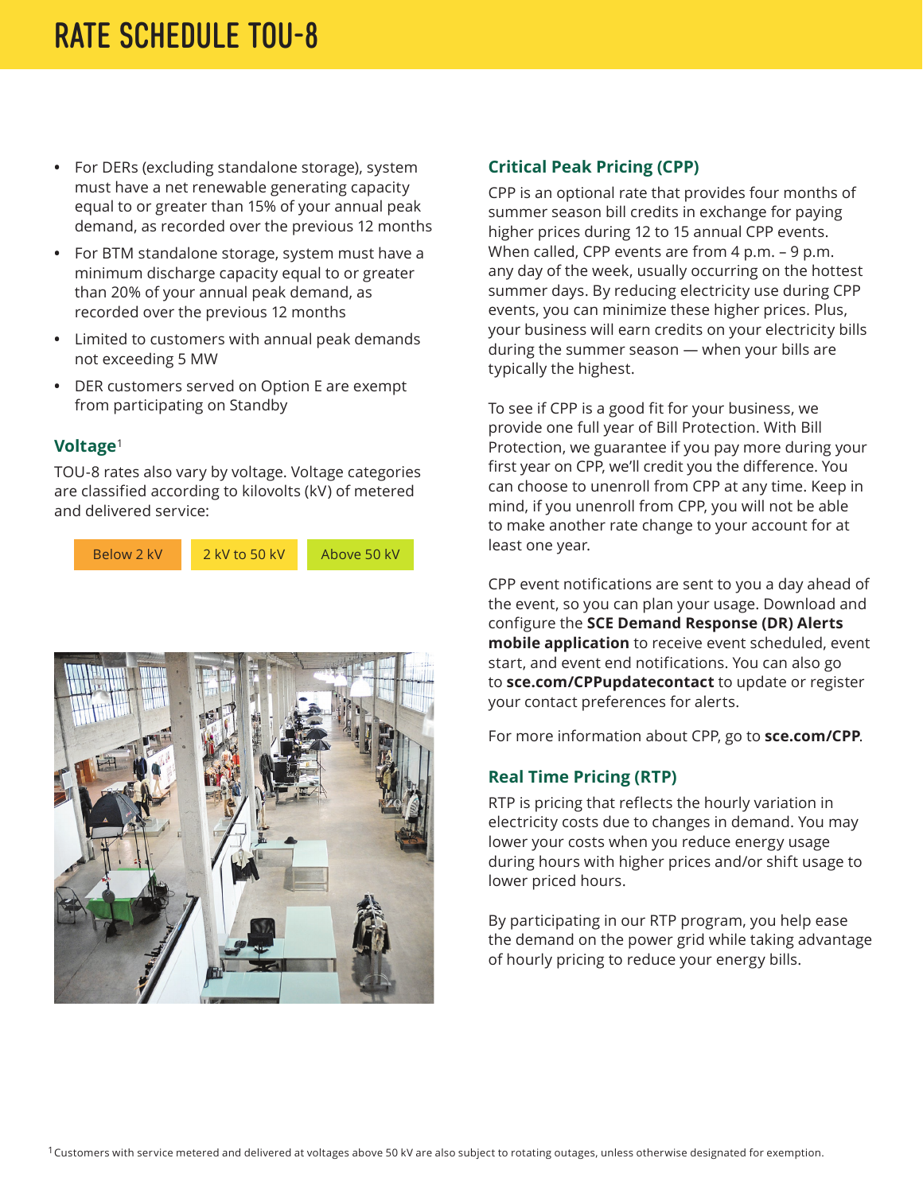# RATE SCHEDULE TOU-8

- For DERs (excluding standalone storage), system must have a net renewable generating capacity equal to or greater than 15% of your annual peak demand, as recorded over the previous 12 months
- For BTM standalone storage, system must have a minimum discharge capacity equal to or greater than 20% of your annual peak demand, as recorded over the previous 12 months
- Limited to customers with annual peak demands not exceeding 5 MW
- DER customers served on Option E are exempt from participating on Standby

## Voltage[1]

TOU-8 rates also vary by voltage. Voltage categories are classified according to kilovolts (kV) of metered and delivered service:

| Below 2 kV | 2 kV to 50 kV | Above 50 kV |
| --- | --- | --- |

## Critical Peak Pricing (CPP)

CPP is an optional rate that provides four months of summer season bill credits in exchange for paying higher prices during 12 to 15 annual CPP events. When called, CPP events are from 4 p.m. – 9 p.m. any day of the week, usually occurring on the hottest summer days. By reducing electricity use during CPP events, you can minimize these higher prices. Plus, your business will earn credits on your electricity bills during the summer season — when your bills are typically the highest.

To see if CPP is a good fit for your business, we provide one full year of Bill Protection. With Bill Protection, we guarantee if you pay more during your first year on CPP, we'll credit you the difference. You can choose to unenroll from CPP at any time. Keep in mind, if you unenroll from CPP, you will not be able to make another rate change to your account for at least one year.

CPP event notifications are sent to you a day ahead of the event, so you can plan your usage. Download and configure the **SCE Demand Response (DR) Alerts mobile application** to receive event scheduled, event start, and event end notifications. You can also go to **sce.com/CPPupdatecontact** to update or register your contact preferences for alerts.

For more information about CPP, go to **sce.com/CPP**.

## Real Time Pricing (RTP)

RTP is pricing that reflects the hourly variation in electricity costs due to changes in demand. You may lower your costs when you reduce energy usage during hours with higher prices and/or shift usage to lower priced hours.

By participating in our RTP program, you help ease the demand on the power grid while taking advantage of hourly pricing to reduce your energy bills.

[1] Customers with service metered and delivered at voltages above 50 kV are also subject to rotating outages, unless otherwise designated for exemption.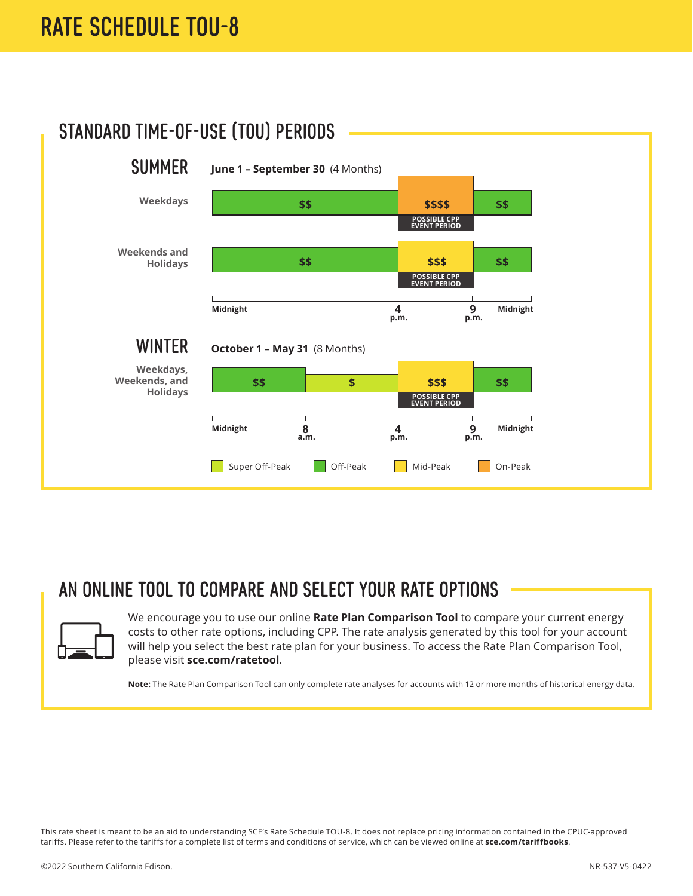# RATE SCHEDULE TOU-8

## STANDARD TIME-OF-USE (TOU) PERIODS

### SUMMER

**June 1 – September 30** (4 Months)

**Weekdays**

$$ | $$$$ | $$

POSSIBLE CPP EVENT PERIOD

**Weekends and Holidays**

$$ | $$$ | $$

POSSIBLE CPP EVENT PERIOD

Midnight | 4 p.m. | 9 p.m. | Midnight

### WINTER

**October 1 – May 31** (8 Months)

**Weekdays, Weekends, and Holidays**

$$ | $ | $$$ | $$

POSSIBLE CPP EVENT PERIOD

Midnight | 8 a.m. | 4 p.m. | 9 p.m. | Midnight

Super Off-Peak | Off-Peak | Mid-Peak | On-Peak

## AN ONLINE TOOL TO COMPARE AND SELECT YOUR RATE OPTIONS

We encourage you to use our online **Rate Plan Comparison Tool** to compare your current energy costs to other rate options, including CPP. The rate analysis generated by this tool for your account will help you select the best rate plan for your business. To access the Rate Plan Comparison Tool, please visit **sce.com/ratetool**.

**Note:** The Rate Plan Comparison Tool can only complete rate analyses for accounts with 12 or more months of historical energy data.

This rate sheet is meant to be an aid to understanding SCE's Rate Schedule TOU-8. It does not replace pricing information contained in the CPUC-approved tariffs. Please refer to the tariffs for a complete list of terms and conditions of service, which can be viewed online at **sce.com/tariffbooks**.

©2022 Southern California Edison.

NR-537-V5-0422